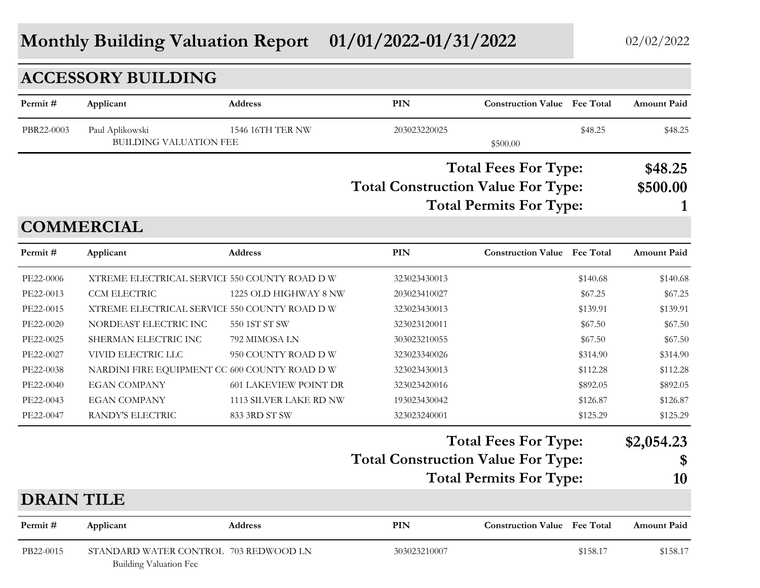# Monthly Building Valuation Report 01/01/2022-01/31/2022

02/02/2022

## ACCESSORY BUILDING

| Permit # | Applicant | Address | PIN | Construction Value | Fee Total | Amount Paid |
|---|---|---|---|---|---|---|
| PBR22-0003 | Paul Aplikowski | 1546 16TH TER NW | 203023220025 | | $48.25 | $48.25 |
| | BUILDING VALUATION FEE | | | $500.00 | | |

**Total Fees For Type: $48.25**

**Total Construction Value For Type: $500.00**

**Total Permits For Type: 1**

## COMMERCIAL

| Permit # | Applicant | Address | PIN | Construction Value | Fee Total | Amount Paid |
|---|---|---|---|---|---|---|
| PE22-0006 | XTREME ELECTRICAL SERVICE | 550 COUNTY ROAD D W | 323023430013 | | $140.68 | $140.68 |
| PE22-0013 | CCM ELECTRIC | 1225 OLD HIGHWAY 8 NW | 203023410027 | | $67.25 | $67.25 |
| PE22-0015 | XTREME ELECTRICAL SERVICE | 550 COUNTY ROAD D W | 323023430013 | | $139.91 | $139.91 |
| PE22-0020 | NORDEAST ELECTRIC INC | 550 1ST ST SW | 323023120011 | | $67.50 | $67.50 |
| PE22-0025 | SHERMAN ELECTRIC INC | 792 MIMOSA LN | 303023210055 | | $67.50 | $67.50 |
| PE22-0027 | VIVID ELECTRIC LLC | 950 COUNTY ROAD D W | 323023340026 | | $314.90 | $314.90 |
| PE22-0038 | NARDINI FIRE EQUIPMENT CC | 600 COUNTY ROAD D W | 323023430013 | | $112.28 | $112.28 |
| PE22-0040 | EGAN COMPANY | 601 LAKEVIEW POINT DR | 323023420016 | | $892.05 | $892.05 |
| PE22-0043 | EGAN COMPANY | 1113 SILVER LAKE RD NW | 193023430042 | | $126.87 | $126.87 |
| PE22-0047 | RANDY'S ELECTRIC | 833 3RD ST SW | 323023240001 | | $125.29 | $125.29 |

**Total Fees For Type: $2,054.23**

**Total Construction Value For Type: $**

**Total Permits For Type: 10**

## DRAIN TILE

| Permit # | Applicant | Address | PIN | Construction Value | Fee Total | Amount Paid |
|---|---|---|---|---|---|---|
| PB22-0015 | STANDARD WATER CONTROL | 703 REDWOOD LN | 303023210007 | | $158.17 | $158.17 |
| | Building Valuation Fee | | | | | |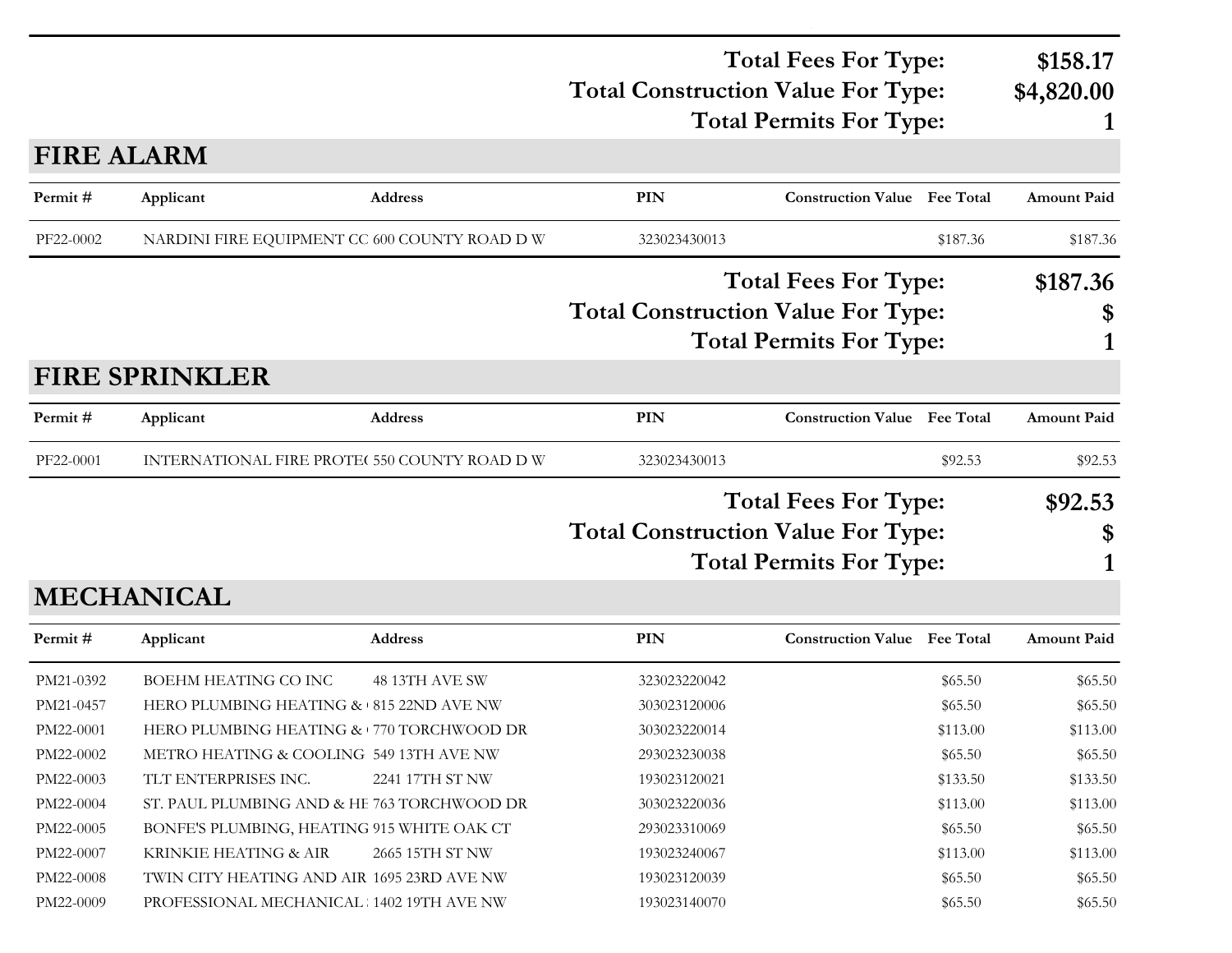**Total Fees For Type: $158.17**
**Total Construction Value For Type: $4,820.00**
**Total Permits For Type: 1**

## FIRE ALARM

| Permit # | Applicant | Address | PIN | Construction Value | Fee Total | Amount Paid |
|---|---|---|---|---|---|---|
| PF22-0002 | NARDINI FIRE EQUIPMENT CC | 600 COUNTY ROAD D W | 323023430013 | | $187.36 | $187.36 |

**Total Fees For Type: $187.36**
**Total Construction Value For Type: $**
**Total Permits For Type: 1**

## FIRE SPRINKLER

| Permit # | Applicant | Address | PIN | Construction Value | Fee Total | Amount Paid |
|---|---|---|---|---|---|---|
| PF22-0001 | INTERNATIONAL FIRE PROTE( | 550 COUNTY ROAD D W | 323023430013 | | $92.53 | $92.53 |

**Total Fees For Type: $92.53**
**Total Construction Value For Type: $**
**Total Permits For Type: 1**

## MECHANICAL

| Permit # | Applicant | Address | PIN | Construction Value | Fee Total | Amount Paid |
|---|---|---|---|---|---|---|
| PM21-0392 | BOEHM HEATING CO INC | 48 13TH AVE SW | 323023220042 | | $65.50 | $65.50 |
| PM21-0457 | HERO PLUMBING HEATING & ( | 815 22ND AVE NW | 303023120006 | | $65.50 | $65.50 |
| PM22-0001 | HERO PLUMBING HEATING & ( | 770 TORCHWOOD DR | 303023220014 | | $113.00 | $113.00 |
| PM22-0002 | METRO HEATING & COOLING | 549 13TH AVE NW | 293023230038 | | $65.50 | $65.50 |
| PM22-0003 | TLT ENTERPRISES INC. | 2241 17TH ST NW | 193023120021 | | $133.50 | $133.50 |
| PM22-0004 | ST. PAUL PLUMBING AND & HE | 763 TORCHWOOD DR | 303023220036 | | $113.00 | $113.00 |
| PM22-0005 | BONFE'S PLUMBING, HEATING | 915 WHITE OAK CT | 293023310069 | | $65.50 | $65.50 |
| PM22-0007 | KRINKIE HEATING & AIR | 2665 15TH ST NW | 193023240067 | | $113.00 | $113.00 |
| PM22-0008 | TWIN CITY HEATING AND AIR | 1695 23RD AVE NW | 193023120039 | | $65.50 | $65.50 |
| PM22-0009 | PROFESSIONAL MECHANICAL : | 1402 19TH AVE NW | 193023140070 | | $65.50 | $65.50 |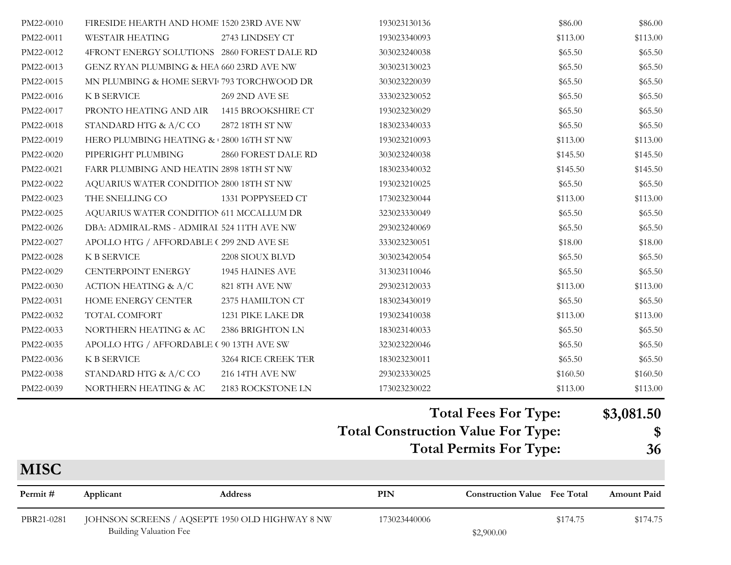| | | | | | | |
|---|---|---|---|---|---|---|
| PM22-0010 | FIRESIDE HEARTH AND HOME | 1520 23RD AVE NW | 193023130136 | | $86.00 | $86.00 |
| PM22-0011 | WESTAIR HEATING | 2743 LINDSEY CT | 193023340093 | | $113.00 | $113.00 |
| PM22-0012 | 4FRONT ENERGY SOLUTIONS | 2860 FOREST DALE RD | 303023240038 | | $65.50 | $65.50 |
| PM22-0013 | GENZ RYAN PLUMBING & HEA | 660 23RD AVE NW | 303023130023 | | $65.50 | $65.50 |
| PM22-0015 | MN PLUMBING & HOME SERVI | 793 TORCHWOOD DR | 303023220039 | | $65.50 | $65.50 |
| PM22-0016 | K B SERVICE | 269 2ND AVE SE | 333023230052 | | $65.50 | $65.50 |
| PM22-0017 | PRONTO HEATING AND AIR | 1415 BROOKSHIRE CT | 193023230029 | | $65.50 | $65.50 |
| PM22-0018 | STANDARD HTG & A/C CO | 2872 18TH ST NW | 183023340033 | | $65.50 | $65.50 |
| PM22-0019 | HERO PLUMBING HEATING & | 2800 16TH ST NW | 193023210093 | | $113.00 | $113.00 |
| PM22-0020 | PIPERIGHT PLUMBING | 2860 FOREST DALE RD | 303023240038 | | $145.50 | $145.50 |
| PM22-0021 | FARR PLUMBING AND HEATIN | 2898 18TH ST NW | 183023340032 | | $145.50 | $145.50 |
| PM22-0022 | AQUARIUS WATER CONDITION | 2800 18TH ST NW | 193023210025 | | $65.50 | $65.50 |
| PM22-0023 | THE SNELLING CO | 1331 POPPYSEED CT | 173023230044 | | $113.00 | $113.00 |
| PM22-0025 | AQUARIUS WATER CONDITION | 611 MCCALLUM DR | 323023330049 | | $65.50 | $65.50 |
| PM22-0026 | DBA: ADMIRAL-RMS - ADMIRAL | 524 11TH AVE NW | 293023240069 | | $65.50 | $65.50 |
| PM22-0027 | APOLLO HTG / AFFORDABLE ( | 299 2ND AVE SE | 333023230051 | | $18.00 | $18.00 |
| PM22-0028 | K B SERVICE | 2208 SIOUX BLVD | 303023420054 | | $65.50 | $65.50 |
| PM22-0029 | CENTERPOINT ENERGY | 1945 HAINES AVE | 313023110046 | | $65.50 | $65.50 |
| PM22-0030 | ACTION HEATING & A/C | 821 8TH AVE NW | 293023120033 | | $113.00 | $113.00 |
| PM22-0031 | HOME ENERGY CENTER | 2375 HAMILTON CT | 183023430019 | | $65.50 | $65.50 |
| PM22-0032 | TOTAL COMFORT | 1231 PIKE LAKE DR | 193023410038 | | $113.00 | $113.00 |
| PM22-0033 | NORTHERN HEATING & AC | 2386 BRIGHTON LN | 183023140033 | | $65.50 | $65.50 |
| PM22-0035 | APOLLO HTG / AFFORDABLE ( | 90 13TH AVE SW | 323023220046 | | $65.50 | $65.50 |
| PM22-0036 | K B SERVICE | 3264 RICE CREEK TER | 183023230011 | | $65.50 | $65.50 |
| PM22-0038 | STANDARD HTG & A/C CO | 216 14TH AVE NW | 293023330025 | | $160.50 | $160.50 |
| PM22-0039 | NORTHERN HEATING & AC | 2183 ROCKSTONE LN | 173023230022 | | $113.00 | $113.00 |

**Total Fees For Type: $3,081.50**

**Total Construction Value For Type: $**

**Total Permits For Type: 36**

## MISC

| Permit # | Applicant | Address | PIN | Construction Value | Fee Total | Amount Paid |
|---|---|---|---|---|---|---|
| PBR21-0281 | JOHNSON SCREENS / AQSEPTE | 1950 OLD HIGHWAY 8 NW | 173023440006 | | $174.75 | $174.75 |
| | Building Valuation Fee | | | $2,900.00 | | |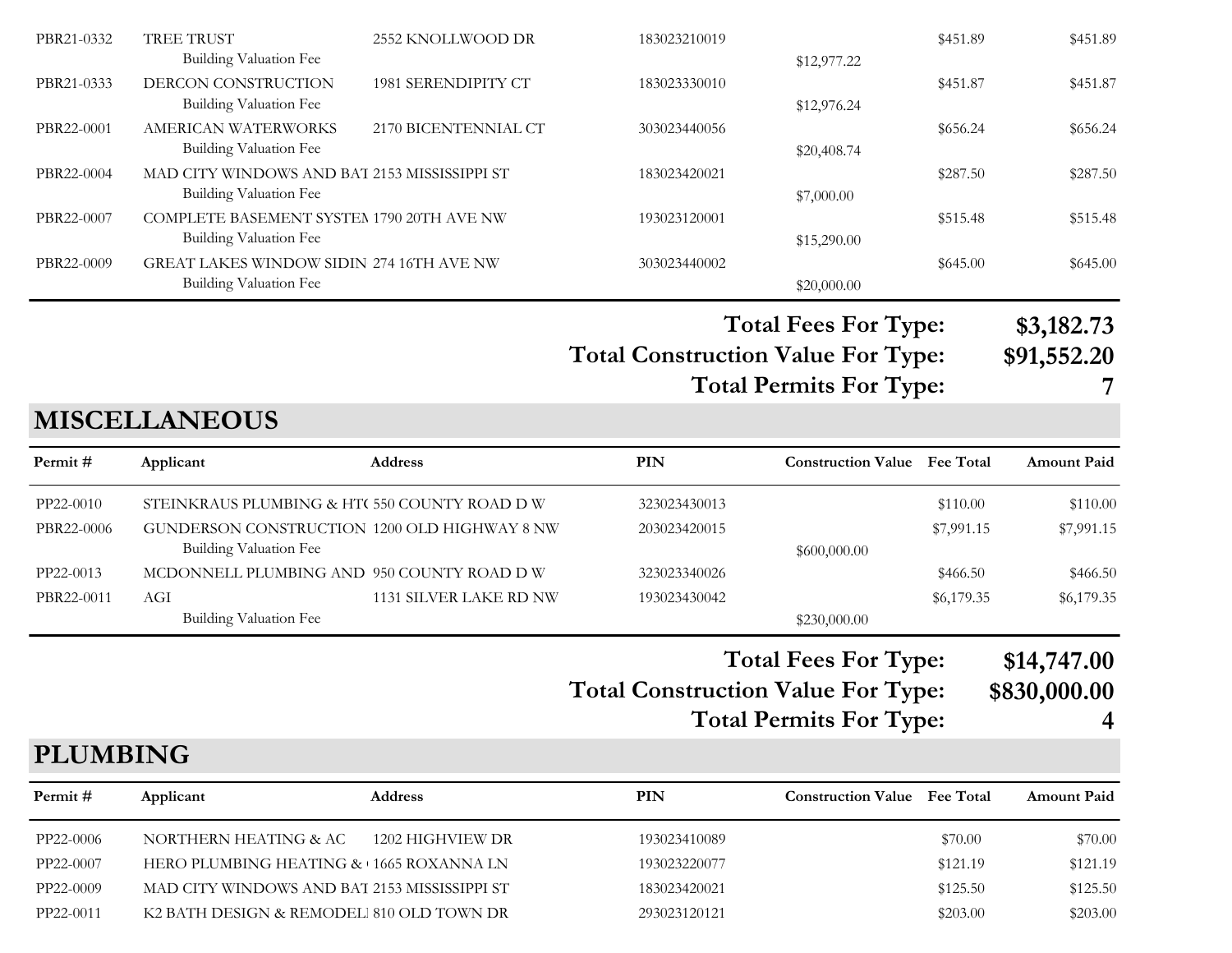| Permit # | Applicant | Address | PIN | Construction Value | Fee Total | Amount Paid |
|---|---|---|---|---|---|---|
| PBR21-0332 | TREE TRUST | 2552 KNOLLWOOD DR | 183023210019 | | $451.89 | $451.89 |
| | Building Valuation Fee | | | $12,977.22 | | |
| PBR21-0333 | DERCON CONSTRUCTION | 1981 SERENDIPITY CT | 183023330010 | | $451.87 | $451.87 |
| | Building Valuation Fee | | | $12,976.24 | | |
| PBR22-0001 | AMERICAN WATERWORKS | 2170 BICENTENNIAL CT | 303023440056 | | $656.24 | $656.24 |
| | Building Valuation Fee | | | $20,408.74 | | |
| PBR22-0004 | MAD CITY WINDOWS AND BAT | 2153 MISSISSIPPI ST | 183023420021 | | $287.50 | $287.50 |
| | Building Valuation Fee | | | $7,000.00 | | |
| PBR22-0007 | COMPLETE BASEMENT SYSTEM | 1790 20TH AVE NW | 193023120001 | | $515.48 | $515.48 |
| | Building Valuation Fee | | | $15,290.00 | | |
| PBR22-0009 | GREAT LAKES WINDOW SIDIN | 274 16TH AVE NW | 303023440002 | | $645.00 | $645.00 |
| | Building Valuation Fee | | | $20,000.00 | | |

**Total Fees For Type: $3,182.73**
**Total Construction Value For Type: $91,552.20**
**Total Permits For Type: 7**

## MISCELLANEOUS

| Permit # | Applicant | Address | PIN | Construction Value | Fee Total | Amount Paid |
|---|---|---|---|---|---|---|
| PP22-0010 | STEINKRAUS PLUMBING & HT( | 550 COUNTY ROAD D W | 323023430013 | | $110.00 | $110.00 |
| PBR22-0006 | GUNDERSON CONSTRUCTION | 1200 OLD HIGHWAY 8 NW | 203023420015 | | $7,991.15 | $7,991.15 |
| | Building Valuation Fee | | | $600,000.00 | | |
| PP22-0013 | MCDONNELL PLUMBING AND | 950 COUNTY ROAD D W | 323023340026 | | $466.50 | $466.50 |
| PBR22-0011 | AGI | 1131 SILVER LAKE RD NW | 193023430042 | | $6,179.35 | $6,179.35 |
| | Building Valuation Fee | | | $230,000.00 | | |

**Total Fees For Type: $14,747.00**
**Total Construction Value For Type: $830,000.00**
**Total Permits For Type: 4**

## PLUMBING

| Permit # | Applicant | Address | PIN | Construction Value | Fee Total | Amount Paid |
|---|---|---|---|---|---|---|
| PP22-0006 | NORTHERN HEATING & AC | 1202 HIGHVIEW DR | 193023410089 | | $70.00 | $70.00 |
| PP22-0007 | HERO PLUMBING HEATING & ( | 1665 ROXANNA LN | 193023220077 | | $121.19 | $121.19 |
| PP22-0009 | MAD CITY WINDOWS AND BAT | 2153 MISSISSIPPI ST | 183023420021 | | $125.50 | $125.50 |
| PP22-0011 | K2 BATH DESIGN & REMODELI | 810 OLD TOWN DR | 293023120121 | | $203.00 | $203.00 |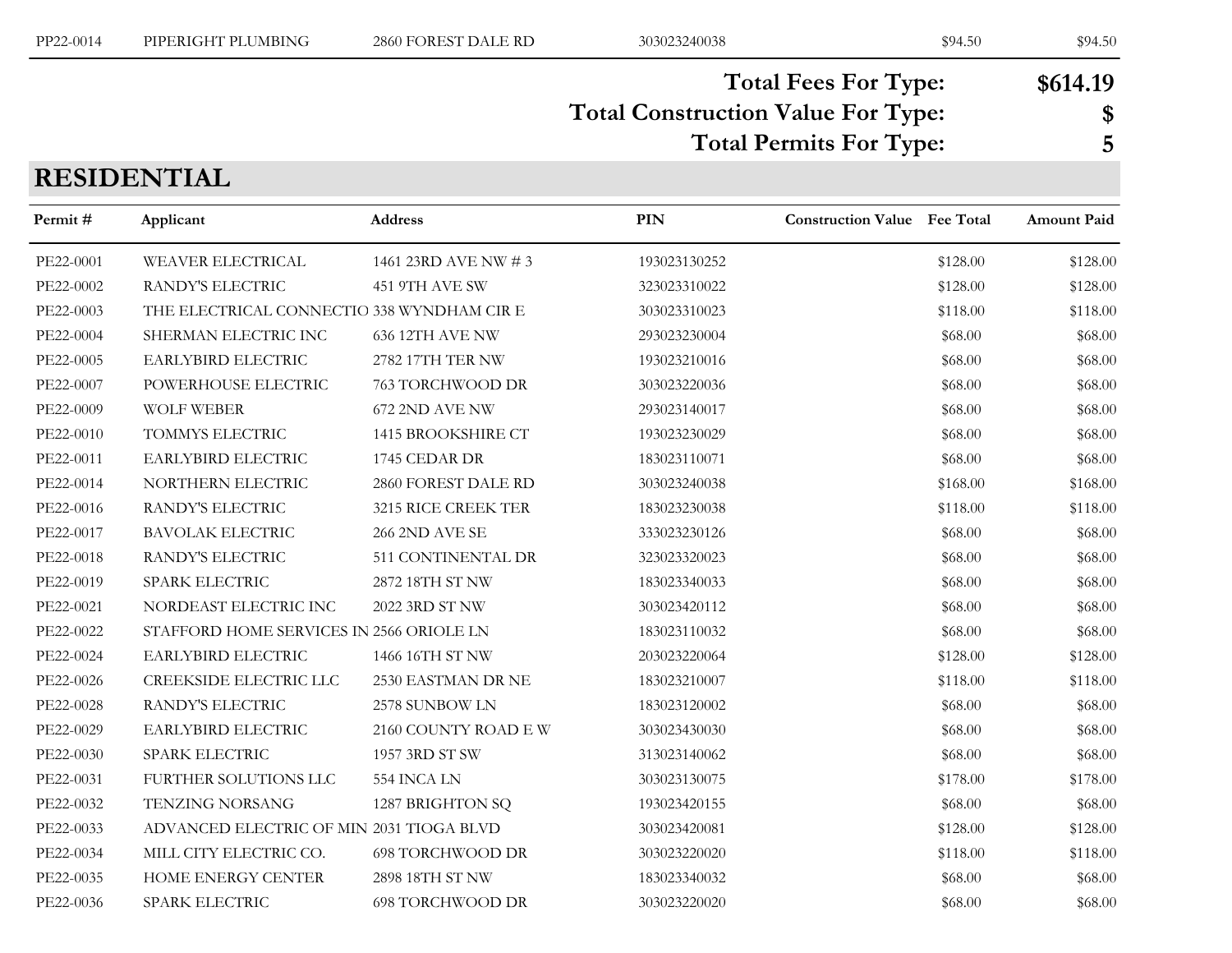| Permit # | Applicant | Address | PIN | Construction Value | Fee Total | Amount Paid |
|---|---|---|---|---|---|---|
| PP22-0014 | PIPERIGHT PLUMBING | 2860 FOREST DALE RD | 303023240038 | | $94.50 | $94.50 |

**Total Fees For Type:** **$614.19**

**Total Construction Value For Type:** **$**

**Total Permits For Type:** **5**

## RESIDENTIAL

| Permit # | Applicant | Address | PIN | Construction Value | Fee Total | Amount Paid |
|---|---|---|---|---|---|---|
| PE22-0001 | WEAVER ELECTRICAL | 1461 23RD AVE NW # 3 | 193023130252 | | $128.00 | $128.00 |
| PE22-0002 | RANDY'S ELECTRIC | 451 9TH AVE SW | 323023310022 | | $128.00 | $128.00 |
| PE22-0003 | THE ELECTRICAL CONNECTIO | 338 WYNDHAM CIR E | 303023310023 | | $118.00 | $118.00 |
| PE22-0004 | SHERMAN ELECTRIC INC | 636 12TH AVE NW | 293023230004 | | $68.00 | $68.00 |
| PE22-0005 | EARLYBIRD ELECTRIC | 2782 17TH TER NW | 193023210016 | | $68.00 | $68.00 |
| PE22-0007 | POWERHOUSE ELECTRIC | 763 TORCHWOOD DR | 303023220036 | | $68.00 | $68.00 |
| PE22-0009 | WOLF WEBER | 672 2ND AVE NW | 293023140017 | | $68.00 | $68.00 |
| PE22-0010 | TOMMYS ELECTRIC | 1415 BROOKSHIRE CT | 193023230029 | | $68.00 | $68.00 |
| PE22-0011 | EARLYBIRD ELECTRIC | 1745 CEDAR DR | 183023110071 | | $68.00 | $68.00 |
| PE22-0014 | NORTHERN ELECTRIC | 2860 FOREST DALE RD | 303023240038 | | $168.00 | $168.00 |
| PE22-0016 | RANDY'S ELECTRIC | 3215 RICE CREEK TER | 183023230038 | | $118.00 | $118.00 |
| PE22-0017 | BAVOLAK ELECTRIC | 266 2ND AVE SE | 333023230126 | | $68.00 | $68.00 |
| PE22-0018 | RANDY'S ELECTRIC | 511 CONTINENTAL DR | 323023320023 | | $68.00 | $68.00 |
| PE22-0019 | SPARK ELECTRIC | 2872 18TH ST NW | 183023340033 | | $68.00 | $68.00 |
| PE22-0021 | NORDEAST ELECTRIC INC | 2022 3RD ST NW | 303023420112 | | $68.00 | $68.00 |
| PE22-0022 | STAFFORD HOME SERVICES IN | 2566 ORIOLE LN | 183023110032 | | $68.00 | $68.00 |
| PE22-0024 | EARLYBIRD ELECTRIC | 1466 16TH ST NW | 203023220064 | | $128.00 | $128.00 |
| PE22-0026 | CREEKSIDE ELECTRIC LLC | 2530 EASTMAN DR NE | 183023210007 | | $118.00 | $118.00 |
| PE22-0028 | RANDY'S ELECTRIC | 2578 SUNBOW LN | 183023120002 | | $68.00 | $68.00 |
| PE22-0029 | EARLYBIRD ELECTRIC | 2160 COUNTY ROAD E W | 303023430030 | | $68.00 | $68.00 |
| PE22-0030 | SPARK ELECTRIC | 1957 3RD ST SW | 313023140062 | | $68.00 | $68.00 |
| PE22-0031 | FURTHER SOLUTIONS LLC | 554 INCA LN | 303023130075 | | $178.00 | $178.00 |
| PE22-0032 | TENZING NORSANG | 1287 BRIGHTON SQ | 193023420155 | | $68.00 | $68.00 |
| PE22-0033 | ADVANCED ELECTRIC OF MIN | 2031 TIOGA BLVD | 303023420081 | | $128.00 | $128.00 |
| PE22-0034 | MILL CITY ELECTRIC CO. | 698 TORCHWOOD DR | 303023220020 | | $118.00 | $118.00 |
| PE22-0035 | HOME ENERGY CENTER | 2898 18TH ST NW | 183023340032 | | $68.00 | $68.00 |
| PE22-0036 | SPARK ELECTRIC | 698 TORCHWOOD DR | 303023220020 | | $68.00 | $68.00 |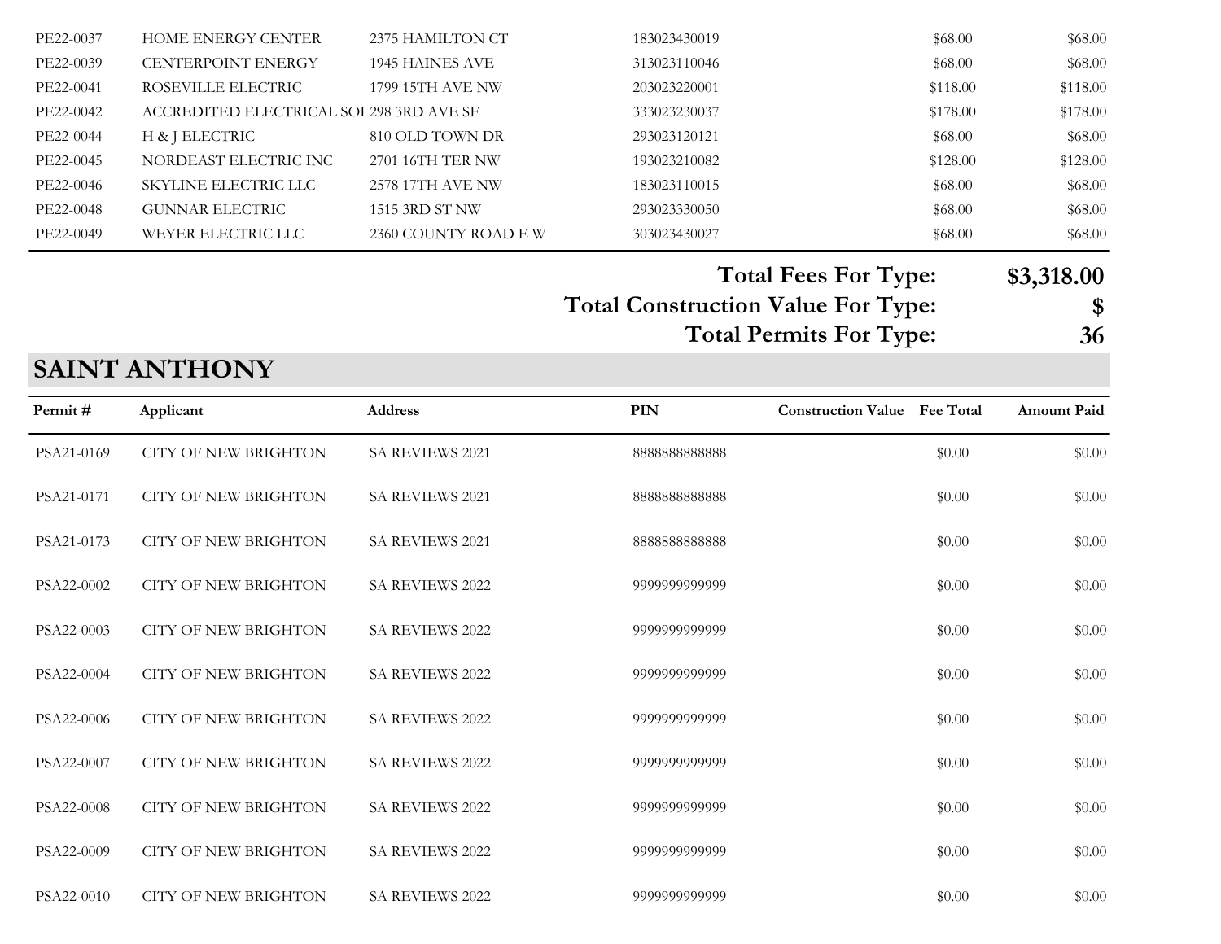| Permit # | Applicant | Address | PIN | Construction Value | Fee Total | Amount Paid |
|---|---|---|---|---|---|---|
| PE22-0037 | HOME ENERGY CENTER | 2375 HAMILTON CT | 183023430019 | | $68.00 | $68.00 |
| PE22-0039 | CENTERPOINT ENERGY | 1945 HAINES AVE | 313023110046 | | $68.00 | $68.00 |
| PE22-0041 | ROSEVILLE ELECTRIC | 1799 15TH AVE NW | 203023220001 | | $118.00 | $118.00 |
| PE22-0042 | ACCREDITED ELECTRICAL SOI | 298 3RD AVE SE | 333023230037 | | $178.00 | $178.00 |
| PE22-0044 | H & J ELECTRIC | 810 OLD TOWN DR | 293023120121 | | $68.00 | $68.00 |
| PE22-0045 | NORDEAST ELECTRIC INC | 2701 16TH TER NW | 193023210082 | | $128.00 | $128.00 |
| PE22-0046 | SKYLINE ELECTRIC LLC | 2578 17TH AVE NW | 183023110015 | | $68.00 | $68.00 |
| PE22-0048 | GUNNAR ELECTRIC | 1515 3RD ST NW | 293023330050 | | $68.00 | $68.00 |
| PE22-0049 | WEYER ELECTRIC LLC | 2360 COUNTY ROAD E W | 303023430027 | | $68.00 | $68.00 |

**Total Fees For Type: $3,318.00**

**Total Construction Value For Type: $**

**Total Permits For Type: 36**

## SAINT ANTHONY

| Permit # | Applicant | Address | PIN | Construction Value | Fee Total | Amount Paid |
|---|---|---|---|---|---|---|
| PSA21-0169 | CITY OF NEW BRIGHTON | SA REVIEWS 2021 | 8888888888888 | | $0.00 | $0.00 |
| PSA21-0171 | CITY OF NEW BRIGHTON | SA REVIEWS 2021 | 8888888888888 | | $0.00 | $0.00 |
| PSA21-0173 | CITY OF NEW BRIGHTON | SA REVIEWS 2021 | 8888888888888 | | $0.00 | $0.00 |
| PSA22-0002 | CITY OF NEW BRIGHTON | SA REVIEWS 2022 | 9999999999999 | | $0.00 | $0.00 |
| PSA22-0003 | CITY OF NEW BRIGHTON | SA REVIEWS 2022 | 9999999999999 | | $0.00 | $0.00 |
| PSA22-0004 | CITY OF NEW BRIGHTON | SA REVIEWS 2022 | 9999999999999 | | $0.00 | $0.00 |
| PSA22-0006 | CITY OF NEW BRIGHTON | SA REVIEWS 2022 | 9999999999999 | | $0.00 | $0.00 |
| PSA22-0007 | CITY OF NEW BRIGHTON | SA REVIEWS 2022 | 9999999999999 | | $0.00 | $0.00 |
| PSA22-0008 | CITY OF NEW BRIGHTON | SA REVIEWS 2022 | 9999999999999 | | $0.00 | $0.00 |
| PSA22-0009 | CITY OF NEW BRIGHTON | SA REVIEWS 2022 | 9999999999999 | | $0.00 | $0.00 |
| PSA22-0010 | CITY OF NEW BRIGHTON | SA REVIEWS 2022 | 9999999999999 | | $0.00 | $0.00 |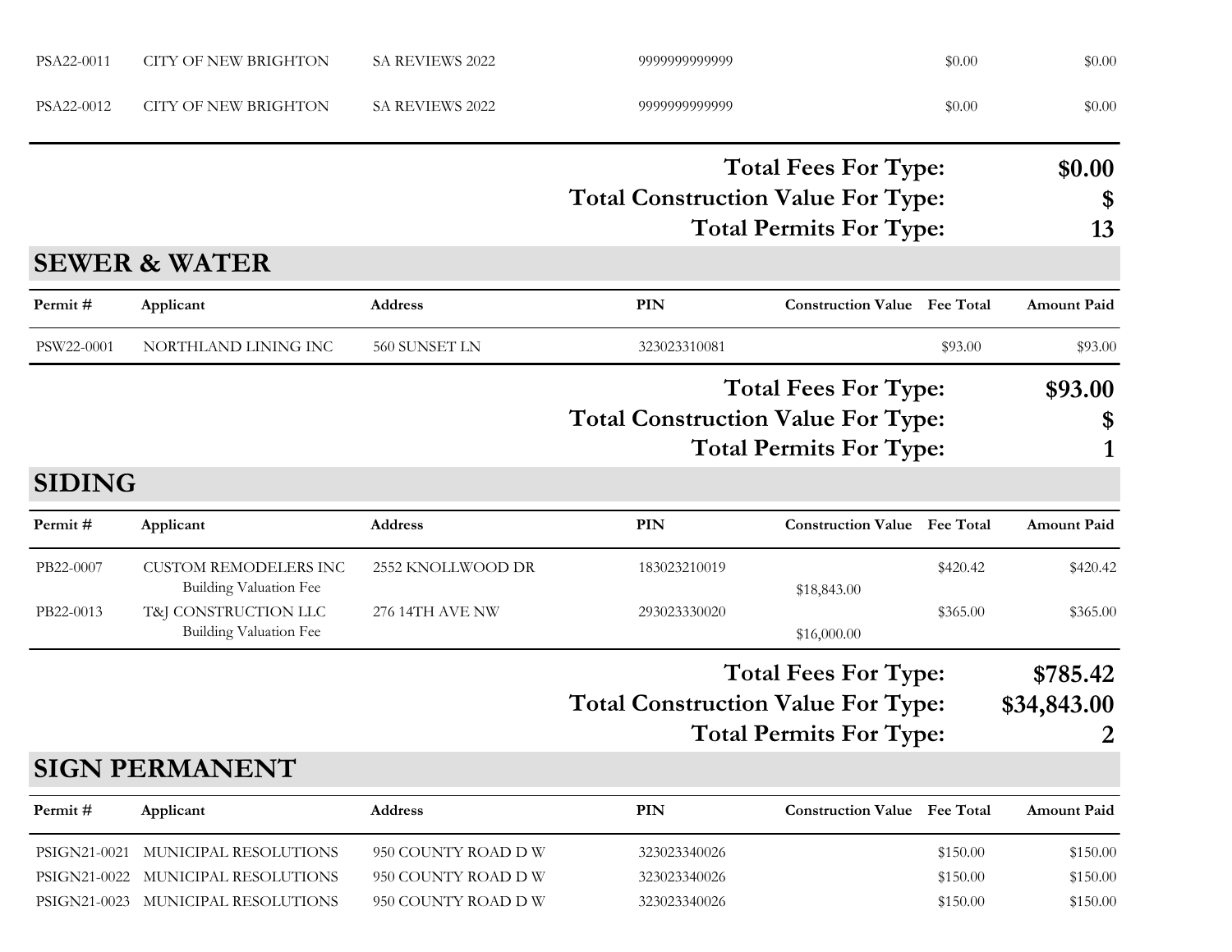| Permit # | Applicant | Address | PIN | Construction Value | Fee Total | Amount Paid |
|---|---|---|---|---|---|---|
| PSA22-0011 | CITY OF NEW BRIGHTON | SA REVIEWS 2022 | 9999999999999 | | $0.00 | $0.00 |
| PSA22-0012 | CITY OF NEW BRIGHTON | SA REVIEWS 2022 | 9999999999999 | | $0.00 | $0.00 |

**Total Fees For Type: $0.00**
**Total Construction Value For Type: $**
**Total Permits For Type: 13**

## SEWER & WATER

| Permit # | Applicant | Address | PIN | Construction Value | Fee Total | Amount Paid |
|---|---|---|---|---|---|---|
| PSW22-0001 | NORTHLAND LINING INC | 560 SUNSET LN | 323023310081 | | $93.00 | $93.00 |

**Total Fees For Type: $93.00**
**Total Construction Value For Type: $**
**Total Permits For Type: 1**

## SIDING

| Permit # | Applicant | Address | PIN | Construction Value | Fee Total | Amount Paid |
|---|---|---|---|---|---|---|
| PB22-0007 | CUSTOM REMODELERS INC | 2552 KNOLLWOOD DR | 183023210019 | | $420.42 | $420.42 |
| | Building Valuation Fee | | | $18,843.00 | | |
| PB22-0013 | T&J CONSTRUCTION LLC | 276 14TH AVE NW | 293023330020 | | $365.00 | $365.00 |
| | Building Valuation Fee | | | $16,000.00 | | |

**Total Fees For Type: $785.42**
**Total Construction Value For Type: $34,843.00**
**Total Permits For Type: 2**

## SIGN PERMANENT

| Permit # | Applicant | Address | PIN | Construction Value | Fee Total | Amount Paid |
|---|---|---|---|---|---|---|
| PSIGN21-0021 | MUNICIPAL RESOLUTIONS | 950 COUNTY ROAD D W | 323023340026 | | $150.00 | $150.00 |
| PSIGN21-0022 | MUNICIPAL RESOLUTIONS | 950 COUNTY ROAD D W | 323023340026 | | $150.00 | $150.00 |
| PSIGN21-0023 | MUNICIPAL RESOLUTIONS | 950 COUNTY ROAD D W | 323023340026 | | $150.00 | $150.00 |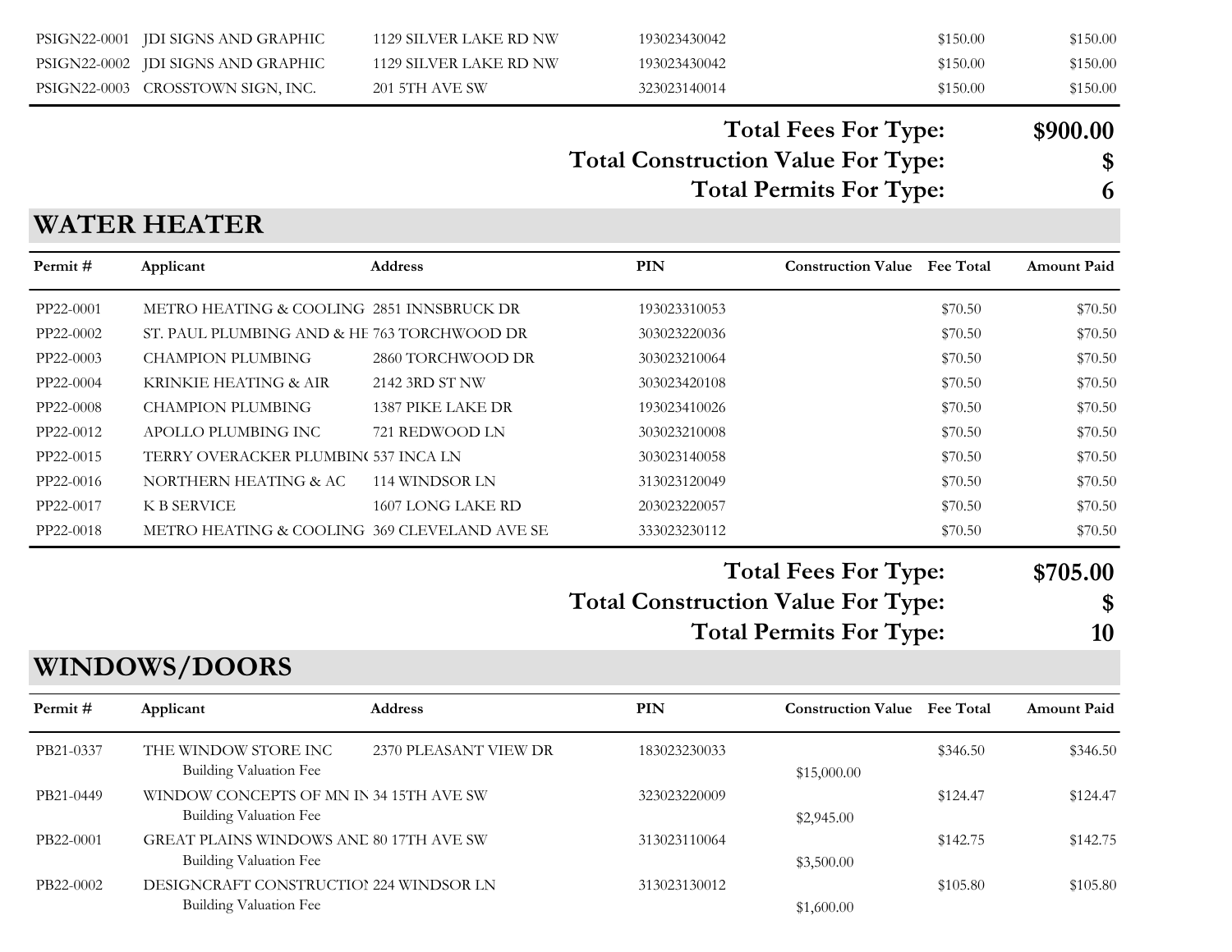| PSIGN22-0001 | JDI SIGNS AND GRAPHIC | 1129 SILVER LAKE RD NW | 193023430042 | | $150.00 | $150.00 |
|---|---|---|---|---|---|---|
| PSIGN22-0002 | JDI SIGNS AND GRAPHIC | 1129 SILVER LAKE RD NW | 193023430042 | | $150.00 | $150.00 |
| PSIGN22-0003 | CROSSTOWN SIGN, INC. | 201 5TH AVE SW | 323023140014 | | $150.00 | $150.00 |

**Total Fees For Type:** **$900.00**

**Total Construction Value For Type:** **$**

**Total Permits For Type:** **6**

## WATER HEATER

| Permit # | Applicant | Address | PIN | Construction Value | Fee Total | Amount Paid |
|---|---|---|---|---|---|---|
| PP22-0001 | METRO HEATING & COOLING | 2851 INNSBRUCK DR | 193023310053 | | $70.50 | $70.50 |
| PP22-0002 | ST. PAUL PLUMBING AND & HE | 763 TORCHWOOD DR | 303023220036 | | $70.50 | $70.50 |
| PP22-0003 | CHAMPION PLUMBING | 2860 TORCHWOOD DR | 303023210064 | | $70.50 | $70.50 |
| PP22-0004 | KRINKIE HEATING & AIR | 2142 3RD ST NW | 303023420108 | | $70.50 | $70.50 |
| PP22-0008 | CHAMPION PLUMBING | 1387 PIKE LAKE DR | 193023410026 | | $70.50 | $70.50 |
| PP22-0012 | APOLLO PLUMBING INC | 721 REDWOOD LN | 303023210008 | | $70.50 | $70.50 |
| PP22-0015 | TERRY OVERACKER PLUMBIN( | 537 INCA LN | 303023140058 | | $70.50 | $70.50 |
| PP22-0016 | NORTHERN HEATING & AC | 114 WINDSOR LN | 313023120049 | | $70.50 | $70.50 |
| PP22-0017 | K B SERVICE | 1607 LONG LAKE RD | 203023220057 | | $70.50 | $70.50 |
| PP22-0018 | METRO HEATING & COOLING | 369 CLEVELAND AVE SE | 333023230112 | | $70.50 | $70.50 |

**Total Fees For Type:** **$705.00**

**Total Construction Value For Type:** **$**

**Total Permits For Type:** **10**

## WINDOWS/DOORS

| Permit # | Applicant | Address | PIN | Construction Value | Fee Total | Amount Paid |
|---|---|---|---|---|---|---|
| PB21-0337 | THE WINDOW STORE INC | 2370 PLEASANT VIEW DR | 183023230033 | | $346.50 | $346.50 |
| | Building Valuation Fee | | | $15,000.00 | | |
| PB21-0449 | WINDOW CONCEPTS OF MN IN | 34 15TH AVE SW | 323023220009 | | $124.47 | $124.47 |
| | Building Valuation Fee | | | $2,945.00 | | |
| PB22-0001 | GREAT PLAINS WINDOWS ANE | 80 17TH AVE SW | 313023110064 | | $142.75 | $142.75 |
| | Building Valuation Fee | | | $3,500.00 | | |
| PB22-0002 | DESIGNCRAFT CONSTRUCTIO! | 224 WINDSOR LN | 313023130012 | | $105.80 | $105.80 |
| | Building Valuation Fee | | | $1,600.00 | | |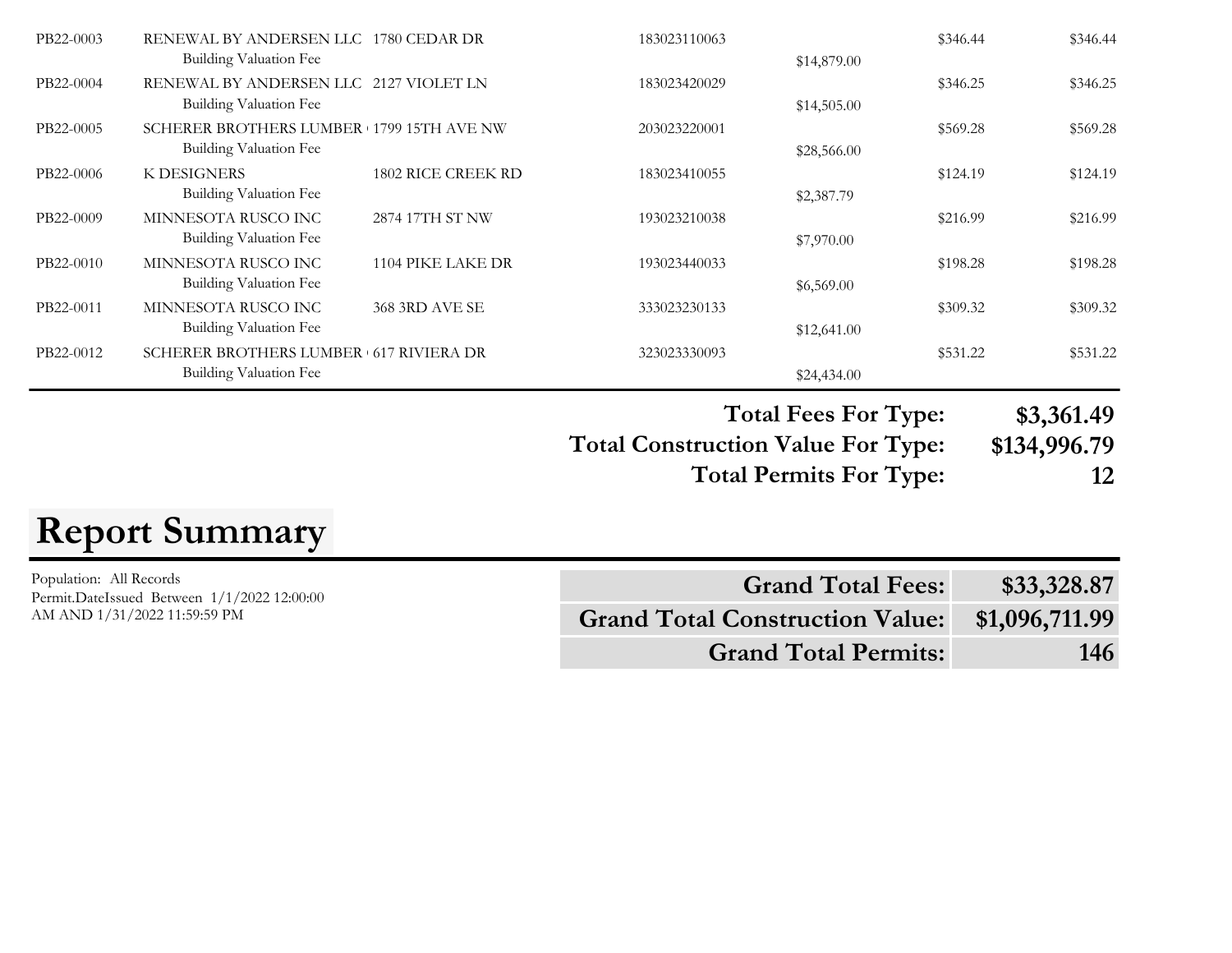| | | | | | | |
|---|---|---|---|---|---|---|
| PB22-0003 | RENEWAL BY ANDERSEN LLC | 1780 CEDAR DR | 183023110063 | | $346.44 | $346.44 |
| | Building Valuation Fee | | | $14,879.00 | | |
| PB22-0004 | RENEWAL BY ANDERSEN LLC | 2127 VIOLET LN | 183023420029 | | $346.25 | $346.25 |
| | Building Valuation Fee | | | $14,505.00 | | |
| PB22-0005 | SCHERER BROTHERS LUMBER | 1799 15TH AVE NW | 203023220001 | | $569.28 | $569.28 |
| | Building Valuation Fee | | | $28,566.00 | | |
| PB22-0006 | K DESIGNERS | 1802 RICE CREEK RD | 183023410055 | | $124.19 | $124.19 |
| | Building Valuation Fee | | | $2,387.79 | | |
| PB22-0009 | MINNESOTA RUSCO INC | 2874 17TH ST NW | 193023210038 | | $216.99 | $216.99 |
| | Building Valuation Fee | | | $7,970.00 | | |
| PB22-0010 | MINNESOTA RUSCO INC | 1104 PIKE LAKE DR | 193023440033 | | $198.28 | $198.28 |
| | Building Valuation Fee | | | $6,569.00 | | |
| PB22-0011 | MINNESOTA RUSCO INC | 368 3RD AVE SE | 333023230133 | | $309.32 | $309.32 |
| | Building Valuation Fee | | | $12,641.00 | | |
| PB22-0012 | SCHERER BROTHERS LUMBER | 617 RIVIERA DR | 323023330093 | | $531.22 | $531.22 |
| | Building Valuation Fee | | | $24,434.00 | | |

**Total Fees For Type:** **$3,361.49**

**Total Construction Value For Type:** **$134,996.79**

**Total Permits For Type:** **12**

# Report Summary

Population: All Records
Permit.DateIssued Between 1/1/2022 12:00:00 AM AND 1/31/2022 11:59:59 PM

| | |
|---|---|
| **Grand Total Fees:** | **$33,328.87** |
| **Grand Total Construction Value:** | **$1,096,711.99** |
| **Grand Total Permits:** | **146** |